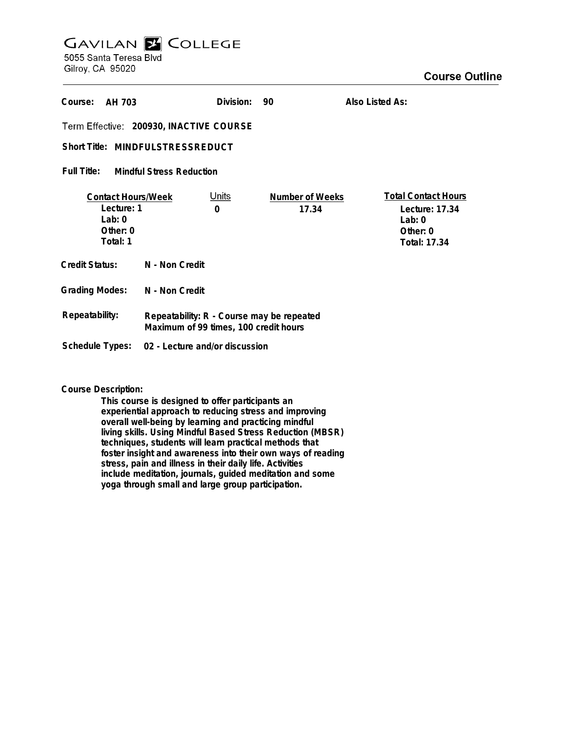# GAVILAN COLLEGE

5055 Santa Teresa Blvd
Gilroy, CA 95020

## Course Outline

**Course:** AH 703 **Division:** 90 **Also Listed As:**

**Term Effective:** 200930, INACTIVE COURSE

**Short Title:** MINDFULSTRESSREDUCT

**Full Title:** Mindful Stress Reduction

| Contact Hours/Week | Units | Number of Weeks | Total Contact Hours |
|---|---|---|---|
| Lecture: 1 | 0 | 17.34 | Lecture: 17.34 |
| Lab: 0 | | | Lab: 0 |
| Other: 0 | | | Other: 0 |
| Total: 1 | | | Total: 17.34 |

**Credit Status:** N - Non Credit

**Grading Modes:** N - Non Credit

**Repeatability:** Repeatability: R - Course may be repeated
Maximum of 99 times, 100 credit hours

**Schedule Types:** 02 - Lecture and/or discussion

**Course Description:**

This course is designed to offer participants an experiential approach to reducing stress and improving overall well-being by learning and practicing mindful living skills. Using Mindful Based Stress Reduction (MBSR) techniques, students will learn practical methods that foster insight and awareness into their own ways of reading stress, pain and illness in their daily life. Activities include meditation, journals, guided meditation and some yoga through small and large group participation.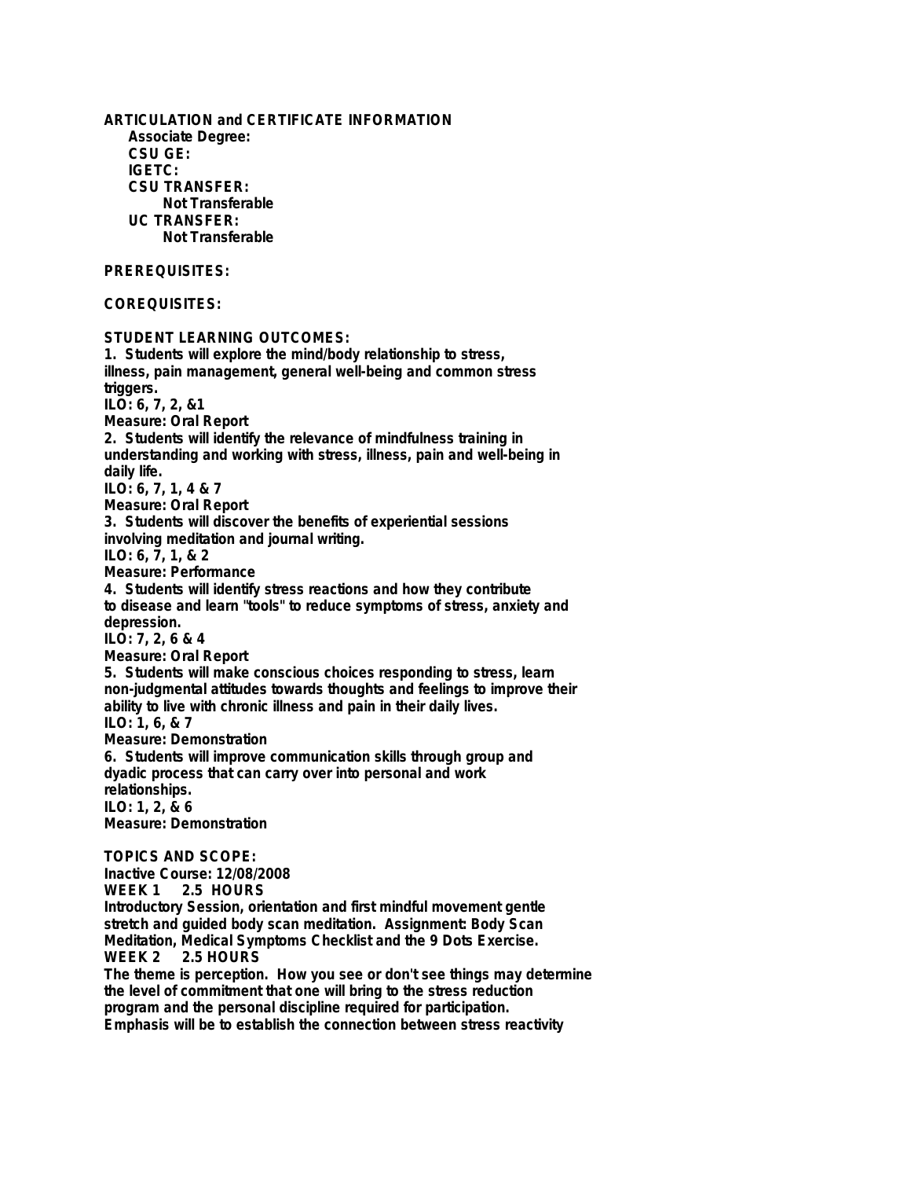**ARTICULATION and CERTIFICATE INFORMATION**

**Associate Degree:**

**CSU GE:**

**IGETC:**

**CSU TRANSFER:**

**Not Transferable**

**UC TRANSFER:**

**Not Transferable**

**PREREQUISITES:**

**COREQUISITES:**

**STUDENT LEARNING OUTCOMES:**

1. Students will explore the mind/body relationship to stress, illness, pain management, general well-being and common stress triggers.
ILO: 6, 7, 2, &1
Measure: Oral Report
2. Students will identify the relevance of mindfulness training in understanding and working with stress, illness, pain and well-being in daily life.
ILO: 6, 7, 1, 4 & 7
Measure: Oral Report
3. Students will discover the benefits of experiential sessions involving meditation and journal writing.
ILO: 6, 7, 1, & 2
Measure: Performance
4. Students will identify stress reactions and how they contribute to disease and learn "tools" to reduce symptoms of stress, anxiety and depression.
ILO: 7, 2, 6 & 4
Measure: Oral Report
5. Students will make conscious choices responding to stress, learn non-judgmental attitudes towards thoughts and feelings to improve their ability to live with chronic illness and pain in their daily lives.
ILO: 1, 6, & 7
Measure: Demonstration
6. Students will improve communication skills through group and dyadic process that can carry over into personal and work relationships.
ILO: 1, 2, & 6
Measure: Demonstration

**TOPICS AND SCOPE:**

Inactive Course: 12/08/2008

**WEEK 1 2.5 HOURS**

Introductory Session, orientation and first mindful movement gentle stretch and guided body scan meditation. Assignment: Body Scan Meditation, Medical Symptoms Checklist and the 9 Dots Exercise.

**WEEK 2 2.5 HOURS**

The theme is perception. How you see or don't see things may determine the level of commitment that one will bring to the stress reduction program and the personal discipline required for participation. Emphasis will be to establish the connection between stress reactivity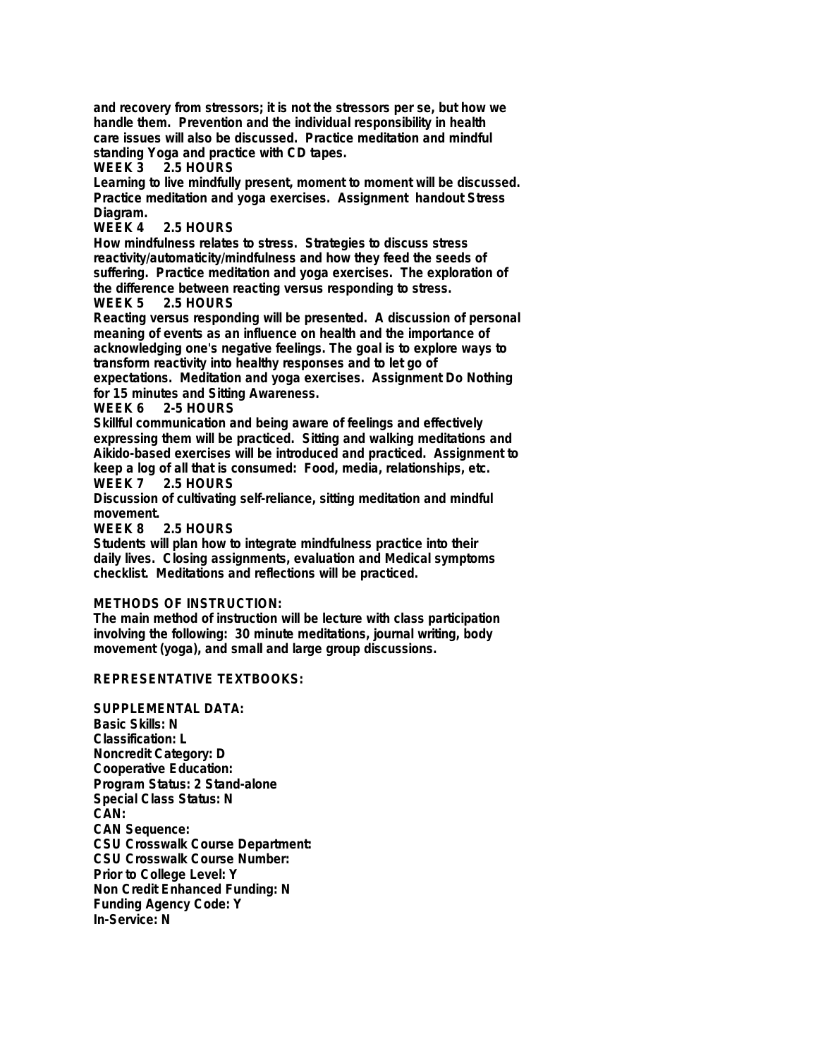and recovery from stressors; it is not the stressors per se, but how we handle them. Prevention and the individual responsibility in health care issues will also be discussed. Practice meditation and mindful standing Yoga and practice with CD tapes.

**WEEK 3 2.5 HOURS**

Learning to live mindfully present, moment to moment will be discussed. Practice meditation and yoga exercises. Assignment handout Stress Diagram.

**WEEK 4 2.5 HOURS**

How mindfulness relates to stress. Strategies to discuss stress reactivity/automaticity/mindfulness and how they feed the seeds of suffering. Practice meditation and yoga exercises. The exploration of the difference between reacting versus responding to stress.

**WEEK 5 2.5 HOURS**

Reacting versus responding will be presented. A discussion of personal meaning of events as an influence on health and the importance of acknowledging one's negative feelings. The goal is to explore ways to transform reactivity into healthy responses and to let go of expectations. Meditation and yoga exercises. Assignment Do Nothing for 15 minutes and Sitting Awareness.

**WEEK 6 2-5 HOURS**

Skillful communication and being aware of feelings and effectively expressing them will be practiced. Sitting and walking meditations and Aikido-based exercises will be introduced and practiced. Assignment to keep a log of all that is consumed: Food, media, relationships, etc.

**WEEK 7 2.5 HOURS**

Discussion of cultivating self-reliance, sitting meditation and mindful movement.

**WEEK 8 2.5 HOURS**

Students will plan how to integrate mindfulness practice into their daily lives. Closing assignments, evaluation and Medical symptoms checklist. Meditations and reflections will be practiced.

**METHODS OF INSTRUCTION:**

The main method of instruction will be lecture with class participation involving the following: 30 minute meditations, journal writing, body movement (yoga), and small and large group discussions.

**REPRESENTATIVE TEXTBOOKS:**

**SUPPLEMENTAL DATA:**
Basic Skills: N
Classification: L
Noncredit Category: D
Cooperative Education:
Program Status: 2 Stand-alone
Special Class Status: N
CAN:
CAN Sequence:
CSU Crosswalk Course Department:
CSU Crosswalk Course Number:
Prior to College Level: Y
Non Credit Enhanced Funding: N
Funding Agency Code: Y
In-Service: N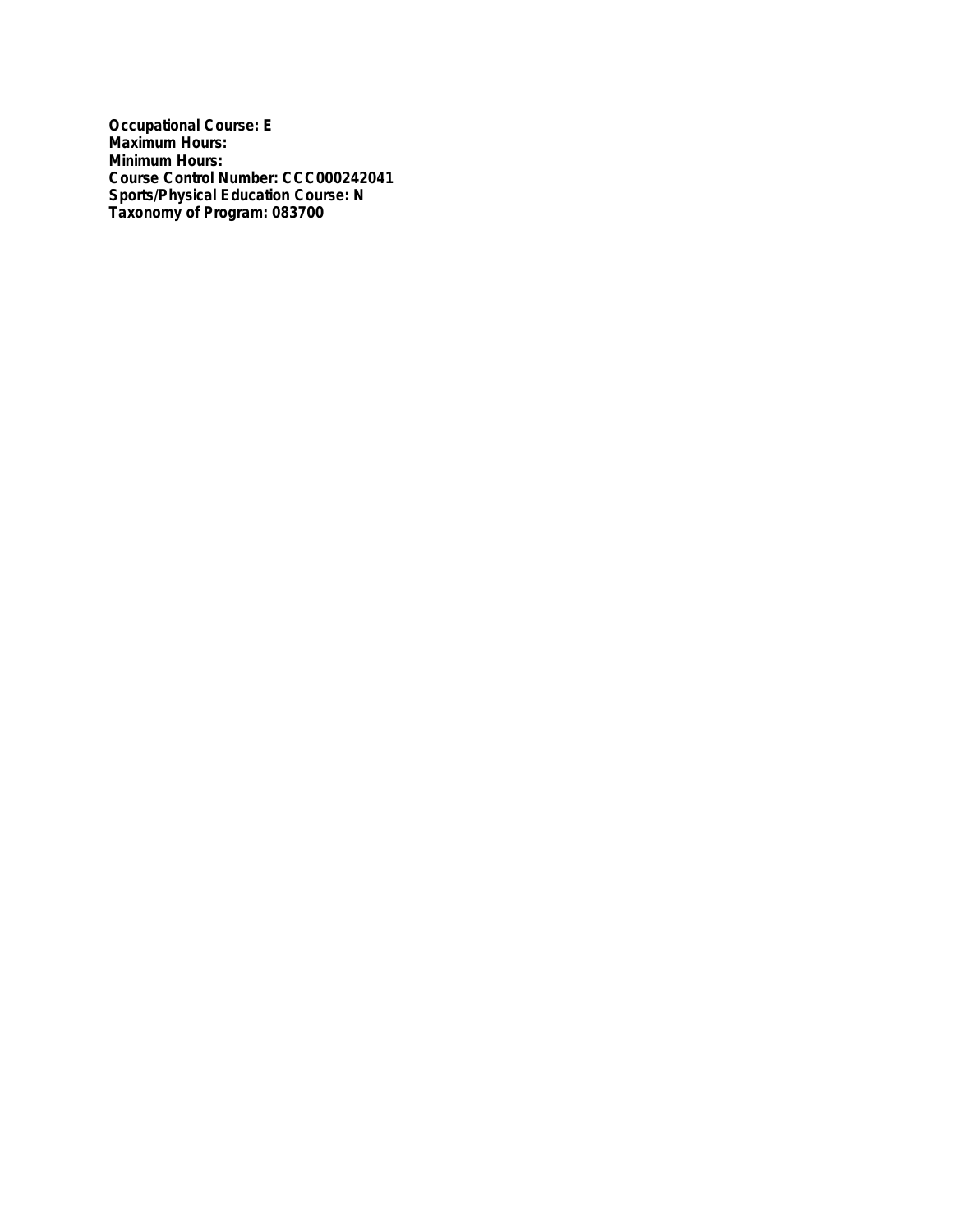**Occupational Course: E**
**Maximum Hours:**
**Minimum Hours:**
**Course Control Number: CCC000242041**
**Sports/Physical Education Course: N**
**Taxonomy of Program: 083700**